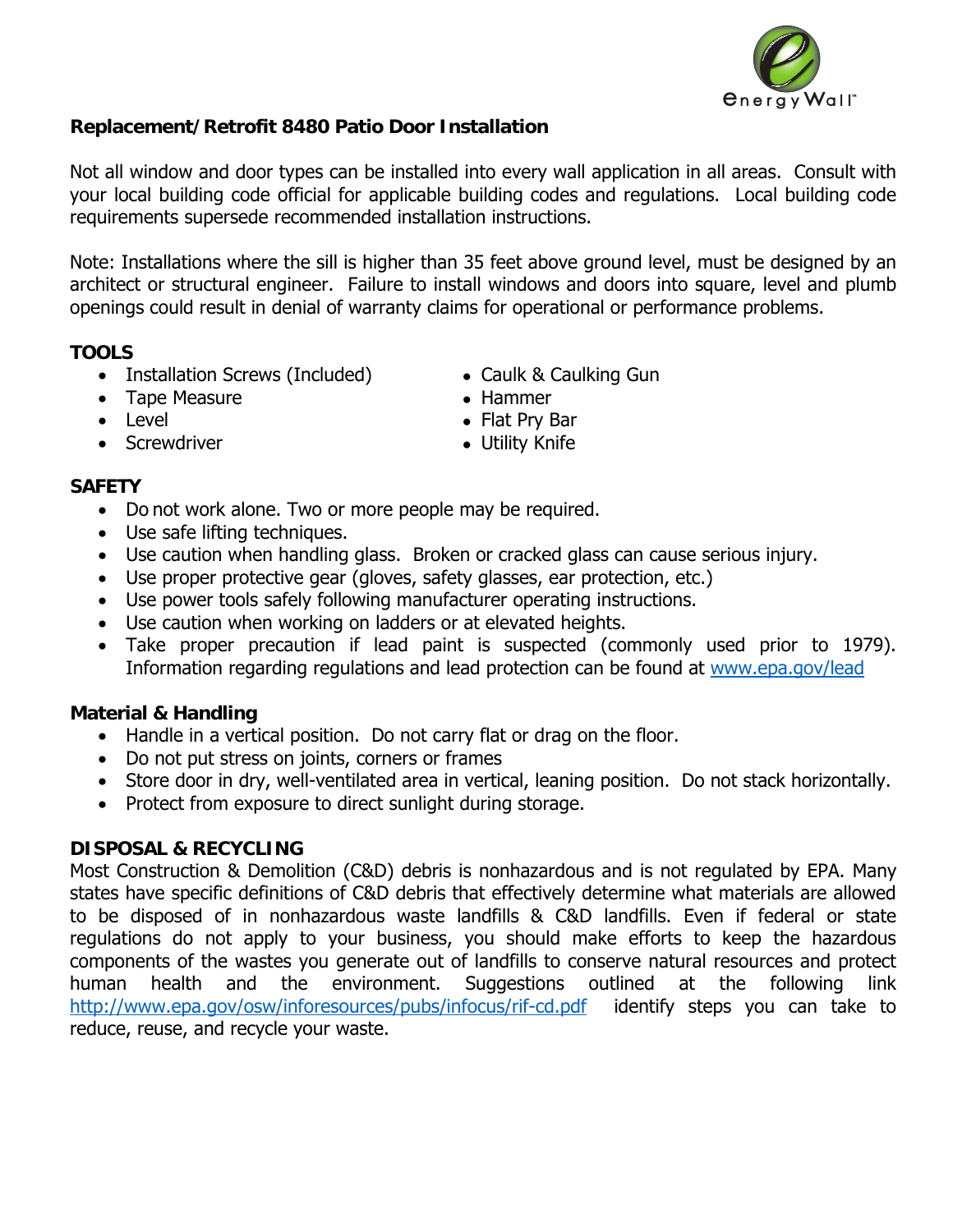**Replacement/Retrofit 8480 Patio Door Installation**

Not all window and door types can be installed into every wall application in all areas. Consult with your local building code official for applicable building codes and regulations. Local building code requirements supersede recommended installation instructions.

Note: Installations where the sill is higher than 35 feet above ground level, must be designed by an architect or structural engineer. Failure to install windows and doors into square, level and plumb openings could result in denial of warranty claims for operational or performance problems.

## TOOLS

- Installation Screws (Included)
- Tape Measure
- Level
- Screwdriver
- Caulk & Caulking Gun
- Hammer
- Flat Pry Bar
- Utility Knife

## SAFETY

- Do not work alone. Two or more people may be required.
- Use safe lifting techniques.
- Use caution when handling glass. Broken or cracked glass can cause serious injury.
- Use proper protective gear (gloves, safety glasses, ear protection, etc.)
- Use power tools safely following manufacturer operating instructions.
- Use caution when working on ladders or at elevated heights.
- Take proper precaution if lead paint is suspected (commonly used prior to 1979). Information regarding regulations and lead protection can be found at www.epa.gov/lead

## Material & Handling

- Handle in a vertical position. Do not carry flat or drag on the floor.
- Do not put stress on joints, corners or frames
- Store door in dry, well-ventilated area in vertical, leaning position. Do not stack horizontally.
- Protect from exposure to direct sunlight during storage.

## DISPOSAL & RECYCLING

Most Construction & Demolition (C&D) debris is nonhazardous and is not regulated by EPA. Many states have specific definitions of C&D debris that effectively determine what materials are allowed to be disposed of in nonhazardous waste landfills & C&D landfills. Even if federal or state regulations do not apply to your business, you should make efforts to keep the hazardous components of the wastes you generate out of landfills to conserve natural resources and protect human health and the environment. Suggestions outlined at the following link http://www.epa.gov/osw/inforesources/pubs/infocus/rif-cd.pdf identify steps you can take to reduce, reuse, and recycle your waste.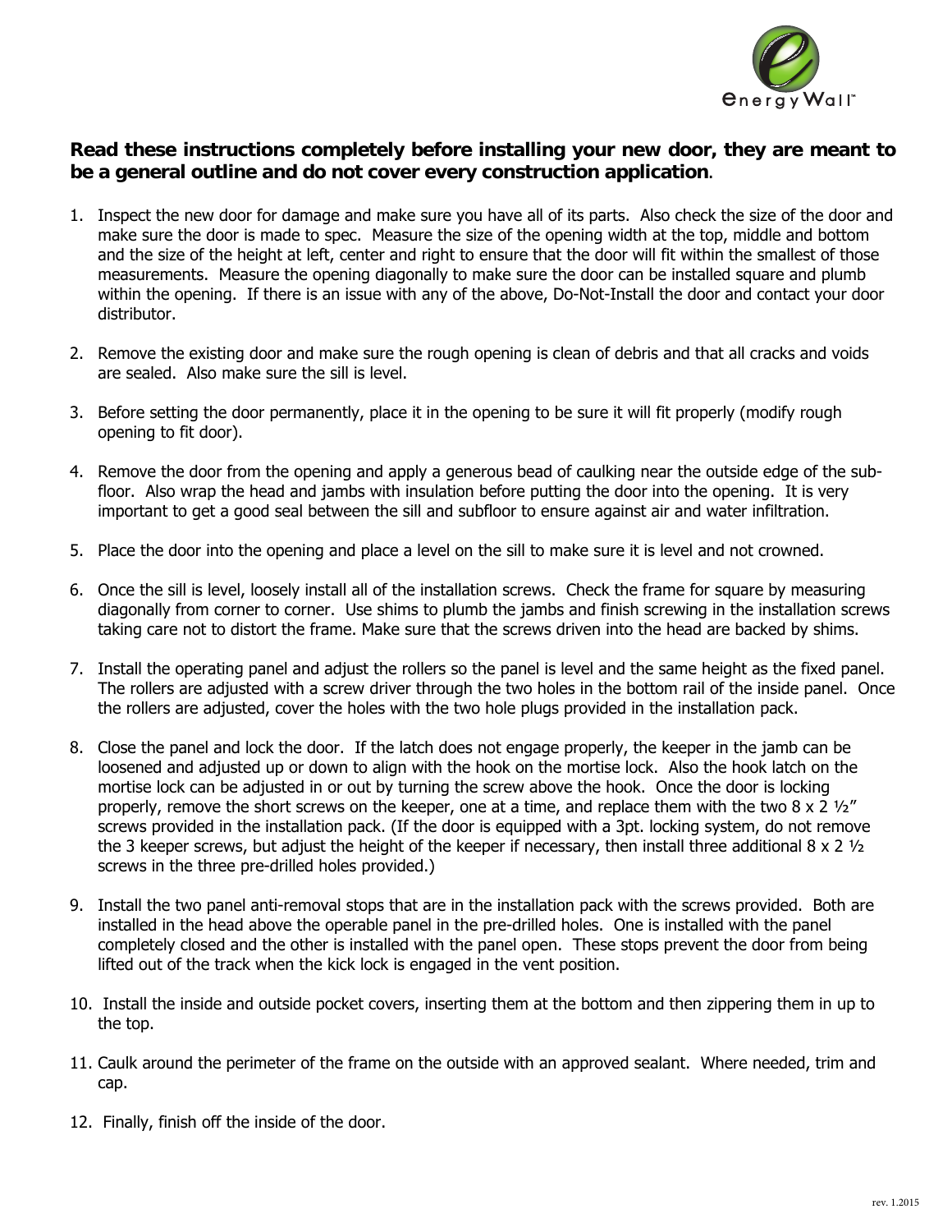**Read these instructions completely before installing your new door, they are meant to be a general outline and do not cover every construction application**.

1. Inspect the new door for damage and make sure you have all of its parts. Also check the size of the door and make sure the door is made to spec. Measure the size of the opening width at the top, middle and bottom and the size of the height at left, center and right to ensure that the door will fit within the smallest of those measurements. Measure the opening diagonally to make sure the door can be installed square and plumb within the opening. If there is an issue with any of the above, Do-Not-Install the door and contact your door distributor.

2. Remove the existing door and make sure the rough opening is clean of debris and that all cracks and voids are sealed. Also make sure the sill is level.

3. Before setting the door permanently, place it in the opening to be sure it will fit properly (modify rough opening to fit door).

4. Remove the door from the opening and apply a generous bead of caulking near the outside edge of the sub-floor. Also wrap the head and jambs with insulation before putting the door into the opening. It is very important to get a good seal between the sill and subfloor to ensure against air and water infiltration.

5. Place the door into the opening and place a level on the sill to make sure it is level and not crowned.

6. Once the sill is level, loosely install all of the installation screws. Check the frame for square by measuring diagonally from corner to corner. Use shims to plumb the jambs and finish screwing in the installation screws taking care not to distort the frame. Make sure that the screws driven into the head are backed by shims.

7. Install the operating panel and adjust the rollers so the panel is level and the same height as the fixed panel. The rollers are adjusted with a screw driver through the two holes in the bottom rail of the inside panel. Once the rollers are adjusted, cover the holes with the two hole plugs provided in the installation pack.

8. Close the panel and lock the door. If the latch does not engage properly, the keeper in the jamb can be loosened and adjusted up or down to align with the hook on the mortise lock. Also the hook latch on the mortise lock can be adjusted in or out by turning the screw above the hook. Once the door is locking properly, remove the short screws on the keeper, one at a time, and replace them with the two 8 x 2 ½" screws provided in the installation pack. (If the door is equipped with a 3pt. locking system, do not remove the 3 keeper screws, but adjust the height of the keeper if necessary, then install three additional 8 x 2 ½ screws in the three pre-drilled holes provided.)

9. Install the two panel anti-removal stops that are in the installation pack with the screws provided. Both are installed in the head above the operable panel in the pre-drilled holes. One is installed with the panel completely closed and the other is installed with the panel open. These stops prevent the door from being lifted out of the track when the kick lock is engaged in the vent position.

10. Install the inside and outside pocket covers, inserting them at the bottom and then zippering them in up to the top.

11. Caulk around the perimeter of the frame on the outside with an approved sealant. Where needed, trim and cap.

12. Finally, finish off the inside of the door.

rev. 1.2015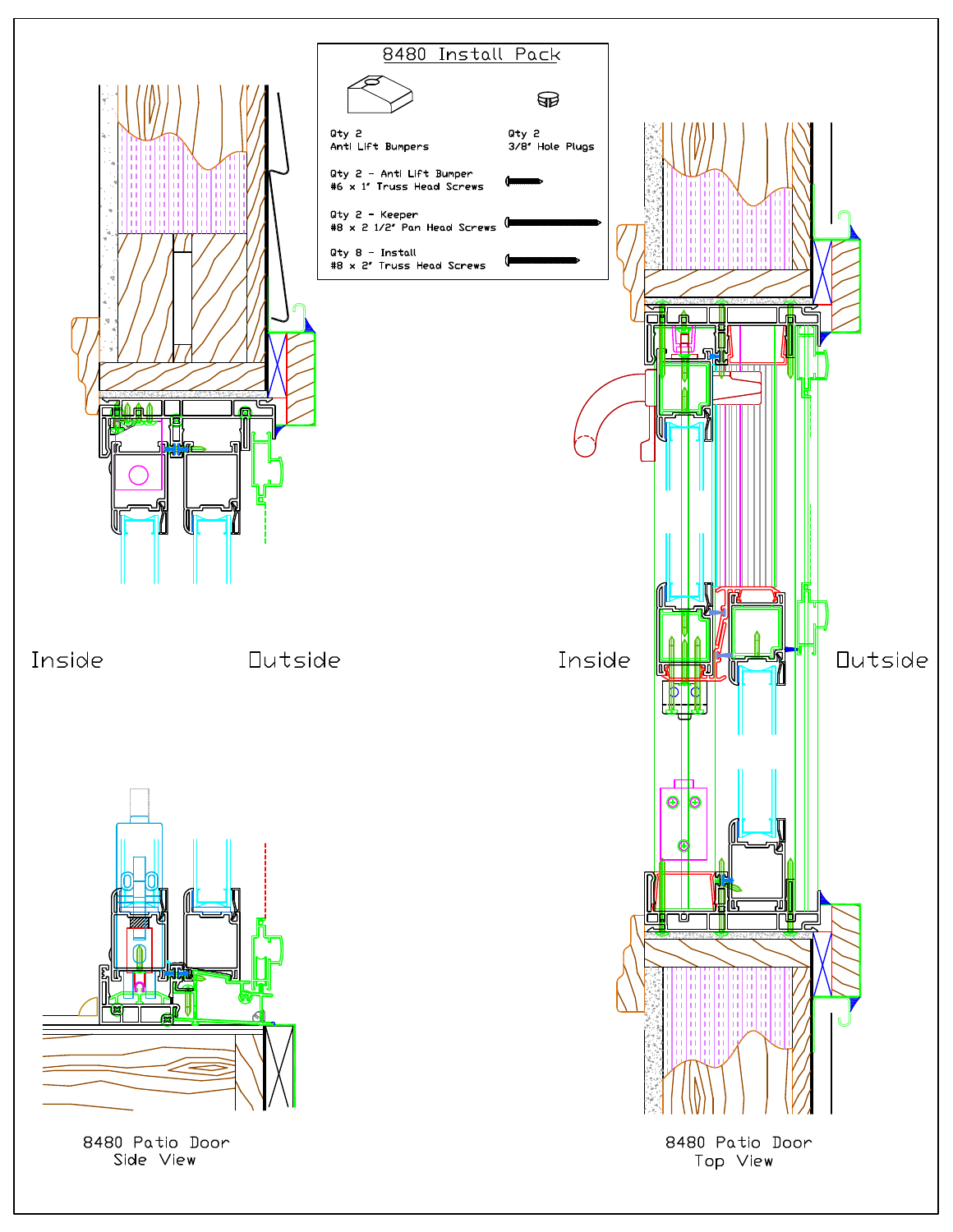## 8480 Install Pack

Qty 2
Anti Lift Bumpers

Qty 2
3/8" Hole Plugs

Qty 2 - Anti Lift Bumper
#6 x 1" Truss Head Screws

Qty 2 - Keeper
#8 x 2 1/2" Pan Head Screws

Qty 8 - Install
#8 x 2" Truss Head Screws

Inside

Outside

Inside

Outside

8480 Patio Door
Side View

8480 Patio Door
Top View